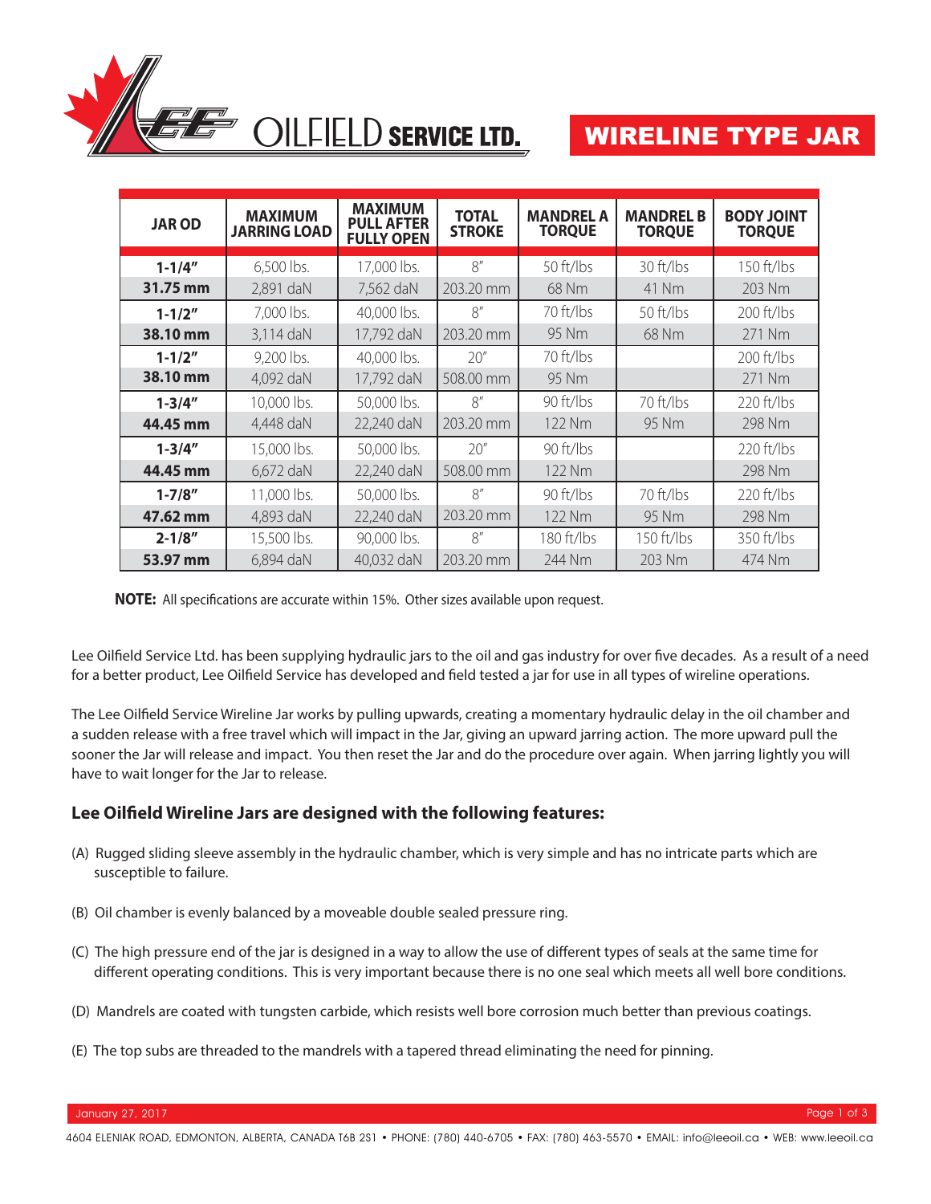# Lee Oilfield Service Ltd.

## WIRELINE TYPE JAR

| JAR OD | MAXIMUM JARRING LOAD | MAXIMUM PULL AFTER FULLY OPEN | TOTAL STROKE | MANDREL A TORQUE | MANDREL B TORQUE | BODY JOINT TORQUE |
|---|---|---|---|---|---|---|
| **1-1/4″** | 6,500 lbs. | 17,000 lbs. | 8″ | 50 ft/lbs | 30 ft/lbs | 150 ft/lbs |
| **31.75 mm** | 2,891 daN | 7,562 daN | 203.20 mm | 68 Nm | 41 Nm | 203 Nm |
| **1-1/2″** | 7,000 lbs. | 40,000 lbs. | 8″ | 70 ft/lbs | 50 ft/lbs | 200 ft/lbs |
| **38.10 mm** | 3,114 daN | 17,792 daN | 203.20 mm | 95 Nm | 68 Nm | 271 Nm |
| **1-1/2″** | 9,200 lbs. | 40,000 lbs. | 20″ | 70 ft/lbs | | 200 ft/lbs |
| **38.10 mm** | 4,092 daN | 17,792 daN | 508.00 mm | 95 Nm | | 271 Nm |
| **1-3/4″** | 10,000 lbs. | 50,000 lbs. | 8″ | 90 ft/lbs | 70 ft/lbs | 220 ft/lbs |
| **44.45 mm** | 4,448 daN | 22,240 daN | 203.20 mm | 122 Nm | 95 Nm | 298 Nm |
| **1-3/4″** | 15,000 lbs. | 50,000 lbs. | 20″ | 90 ft/lbs | | 220 ft/lbs |
| **44.45 mm** | 6,672 daN | 22,240 daN | 508.00 mm | 122 Nm | | 298 Nm |
| **1-7/8″** | 11,000 lbs. | 50,000 lbs. | 8″ | 90 ft/lbs | 70 ft/lbs | 220 ft/lbs |
| **47.62 mm** | 4,893 daN | 22,240 daN | 203.20 mm | 122 Nm | 95 Nm | 298 Nm |
| **2-1/8″** | 15,500 lbs. | 90,000 lbs. | 8″ | 180 ft/lbs | 150 ft/lbs | 350 ft/lbs |
| **53.97 mm** | 6,894 daN | 40,032 daN | 203.20 mm | 244 Nm | 203 Nm | 474 Nm |

**NOTE:** All specifications are accurate within 15%. Other sizes available upon request.

Lee Oilfield Service Ltd. has been supplying hydraulic jars to the oil and gas industry for over five decades. As a result of a need for a better product, Lee Oilfield Service has developed and field tested a jar for use in all types of wireline operations.

The Lee Oilfield Service Wireline Jar works by pulling upwards, creating a momentary hydraulic delay in the oil chamber and a sudden release with a free travel which will impact in the Jar, giving an upward jarring action. The more upward pull the sooner the Jar will release and impact. You then reset the Jar and do the procedure over again. When jarring lightly you will have to wait longer for the Jar to release.

### Lee Oilfield Wireline Jars are designed with the following features:

(A) Rugged sliding sleeve assembly in the hydraulic chamber, which is very simple and has no intricate parts which are susceptible to failure.

(B) Oil chamber is evenly balanced by a moveable double sealed pressure ring.

(C) The high pressure end of the jar is designed in a way to allow the use of different types of seals at the same time for different operating conditions. This is very important because there is no one seal which meets all well bore conditions.

(D) Mandrels are coated with tungsten carbide, which resists well bore corrosion much better than previous coatings.

(E) The top subs are threaded to the mandrels with a tapered thread eliminating the need for pinning.

January 27, 2017

4604 ELENIAK ROAD, EDMONTON, ALBERTA, CANADA T6B 2S1 • PHONE: (780) 440-6705 • FAX: (780) 463-5570 • EMAIL: info@leeoil.ca • WEB: www.leeoil.ca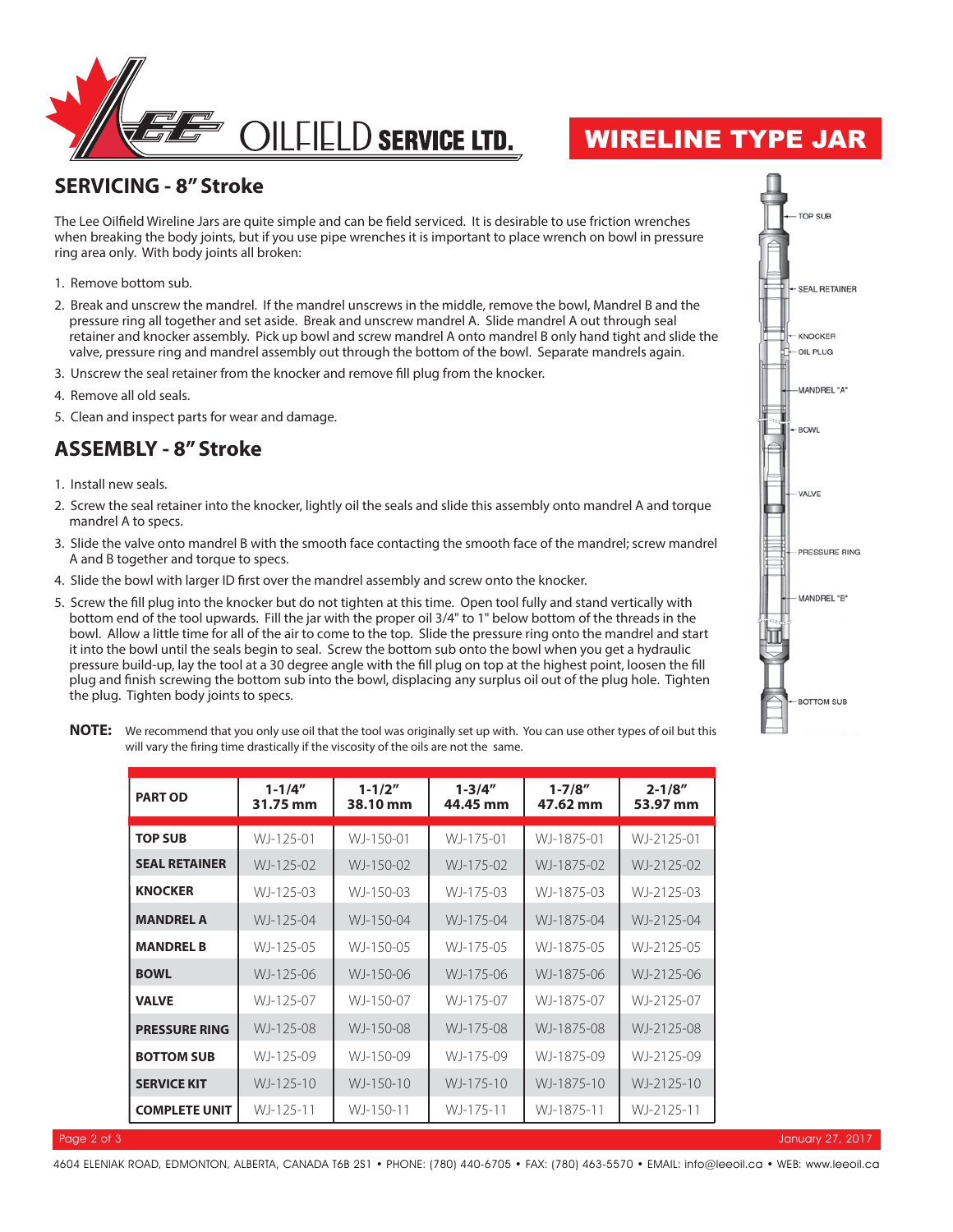# WIRELINE TYPE JAR

## SERVICING - 8" Stroke

The Lee Oilfield Wireline Jars are quite simple and can be field serviced. It is desirable to use friction wrenches when breaking the body joints, but if you use pipe wrenches it is important to place wrench on bowl in pressure ring area only. With body joints all broken:

1. Remove bottom sub.
2. Break and unscrew the mandrel. If the mandrel unscrews in the middle, remove the bowl, Mandrel B and the pressure ring all together and set aside. Break and unscrew mandrel A. Slide mandrel A out through seal retainer and knocker assembly. Pick up bowl and screw mandrel A onto mandrel B only hand tight and slide the valve, pressure ring and mandrel assembly out through the bottom of the bowl. Separate mandrels again.
3. Unscrew the seal retainer from the knocker and remove fill plug from the knocker.
4. Remove all old seals.
5. Clean and inspect parts for wear and damage.

## ASSEMBLY - 8" Stroke

1. Install new seals.
2. Screw the seal retainer into the knocker, lightly oil the seals and slide this assembly onto mandrel A and torque mandrel A to specs.
3. Slide the valve onto mandrel B with the smooth face contacting the smooth face of the mandrel; screw mandrel A and B together and torque to specs.
4. Slide the bowl with larger ID first over the mandrel assembly and screw onto the knocker.
5. Screw the fill plug into the knocker but do not tighten at this time. Open tool fully and stand vertically with bottom end of the tool upwards. Fill the jar with the proper oil 3/4" to 1" below bottom of the threads in the bowl. Allow a little time for all of the air to come to the top. Slide the pressure ring onto the mandrel and start it into the bowl until the seals begin to seal. Screw the bottom sub onto the bowl when you get a hydraulic pressure build-up, lay the tool at a 30 degree angle with the fill plug on top at the highest point, loosen the fill plug and finish screwing the bottom sub into the bowl, displacing any surplus oil out of the plug hole. Tighten the plug. Tighten body joints to specs.

TOP SUB
SEAL RETAINER
KNOCKER
OIL PLUG
MANDREL "A"
BOWL
VALVE
PRESSURE RING
MANDREL "B"
BOTTOM SUB

**NOTE:** We recommend that you only use oil that the tool was originally set up with. You can use other types of oil but this will vary the firing time drastically if the viscosity of the oils are not the same.

| PART OD | 1-1/4" 31.75 mm | 1-1/2" 38.10 mm | 1-3/4" 44.45 mm | 1-7/8" 47.62 mm | 2-1/8" 53.97 mm |
|---|---|---|---|---|---|
| **TOP SUB** | WJ-125-01 | WJ-150-01 | WJ-175-01 | WJ-1875-01 | WJ-2125-01 |
| **SEAL RETAINER** | WJ-125-02 | WJ-150-02 | WJ-175-02 | WJ-1875-02 | WJ-2125-02 |
| **KNOCKER** | WJ-125-03 | WJ-150-03 | WJ-175-03 | WJ-1875-03 | WJ-2125-03 |
| **MANDREL A** | WJ-125-04 | WJ-150-04 | WJ-175-04 | WJ-1875-04 | WJ-2125-04 |
| **MANDREL B** | WJ-125-05 | WJ-150-05 | WJ-175-05 | WJ-1875-05 | WJ-2125-05 |
| **BOWL** | WJ-125-06 | WJ-150-06 | WJ-175-06 | WJ-1875-06 | WJ-2125-06 |
| **VALVE** | WJ-125-07 | WJ-150-07 | WJ-175-07 | WJ-1875-07 | WJ-2125-07 |
| **PRESSURE RING** | WJ-125-08 | WJ-150-08 | WJ-175-08 | WJ-1875-08 | WJ-2125-08 |
| **BOTTOM SUB** | WJ-125-09 | WJ-150-09 | WJ-175-09 | WJ-1875-09 | WJ-2125-09 |
| **SERVICE KIT** | WJ-125-10 | WJ-150-10 | WJ-175-10 | WJ-1875-10 | WJ-2125-10 |
| **COMPLETE UNIT** | WJ-125-11 | WJ-150-11 | WJ-175-11 | WJ-1875-11 | WJ-2125-11 |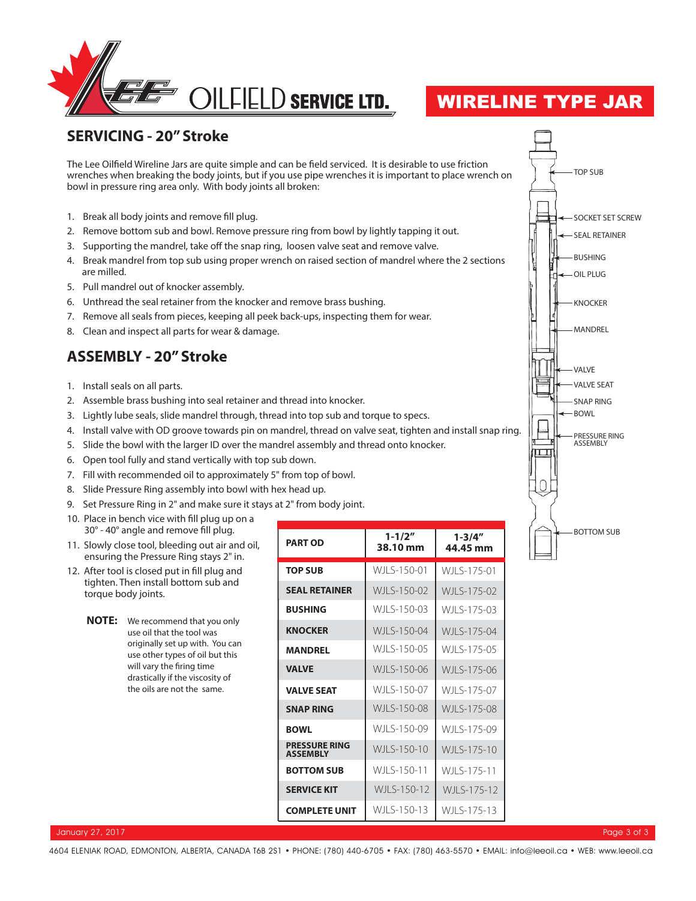Lee Oilfield Service Ltd.

# WIRELINE TYPE JAR

## SERVICING - 20" Stroke

The Lee Oilfield Wireline Jars are quite simple and can be field serviced. It is desirable to use friction wrenches when breaking the body joints, but if you use pipe wrenches it is important to place wrench on bowl in pressure ring area only. With body joints all broken:

1. Break all body joints and remove fill plug.
2. Remove bottom sub and bowl. Remove pressure ring from bowl by lightly tapping it out.
3. Supporting the mandrel, take off the snap ring, loosen valve seat and remove valve.
4. Break mandrel from top sub using proper wrench on raised section of mandrel where the 2 sections are milled.
5. Pull mandrel out of knocker assembly.
6. Unthread the seal retainer from the knocker and remove brass bushing.
7. Remove all seals from pieces, keeping all peek back-ups, inspecting them for wear.
8. Clean and inspect all parts for wear & damage.

## ASSEMBLY - 20" Stroke

1. Install seals on all parts.
2. Assemble brass bushing into seal retainer and thread into knocker.
3. Lightly lube seals, slide mandrel through, thread into top sub and torque to specs.
4. Install valve with OD groove towards pin on mandrel, thread on valve seat, tighten and install snap ring.
5. Slide the bowl with the larger ID over the mandrel assembly and thread onto knocker.
6. Open tool fully and stand vertically with top sub down.
7. Fill with recommended oil to approximately 5" from top of bowl.
8. Slide Pressure Ring assembly into bowl with hex head up.
9. Set Pressure Ring in 2" and make sure it stays at 2" from body joint.
10. Place in bench vice with fill plug up on a 30° - 40° angle and remove fill plug.
11. Slowly close tool, bleeding out air and oil, ensuring the Pressure Ring stays 2" in.
12. After tool is closed put in fill plug and tighten. Then install bottom sub and torque body joints.

**NOTE:** We recommend that you only use oil that the tool was originally set up with. You can use other types of oil but this will vary the firing time drastically if the viscosity of the oils are not the same.

TOP SUB
SOCKET SET SCREW
SEAL RETAINER
BUSHING
OIL PLUG
KNOCKER
MANDREL
VALVE
VALVE SEAT
SNAP RING
BOWL
PRESSURE RING ASSEMBLY
BOTTOM SUB

| PART OD | 1-1/2" 38.10 mm | 1-3/4" 44.45 mm |
|---|---|---|
| TOP SUB | WJLS-150-01 | WJLS-175-01 |
| SEAL RETAINER | WJLS-150-02 | WJLS-175-02 |
| BUSHING | WJLS-150-03 | WJLS-175-03 |
| KNOCKER | WJLS-150-04 | WJLS-175-04 |
| MANDREL | WJLS-150-05 | WJLS-175-05 |
| VALVE | WJLS-150-06 | WJLS-175-06 |
| VALVE SEAT | WJLS-150-07 | WJLS-175-07 |
| SNAP RING | WJLS-150-08 | WJLS-175-08 |
| BOWL | WJLS-150-09 | WJLS-175-09 |
| PRESSURE RING ASSEMBLY | WJLS-150-10 | WJLS-175-10 |
| BOTTOM SUB | WJLS-150-11 | WJLS-175-11 |
| SERVICE KIT | WJLS-150-12 | WJLS-175-12 |
| COMPLETE UNIT | WJLS-150-13 | WJLS-175-13 |

January 27, 2017

4604 ELENIAK ROAD, EDMONTON, ALBERTA, CANADA T6B 2S1 • PHONE: (780) 440-6705 • FAX: (780) 463-5570 • EMAIL: info@leeoil.ca • WEB: www.leeoil.ca